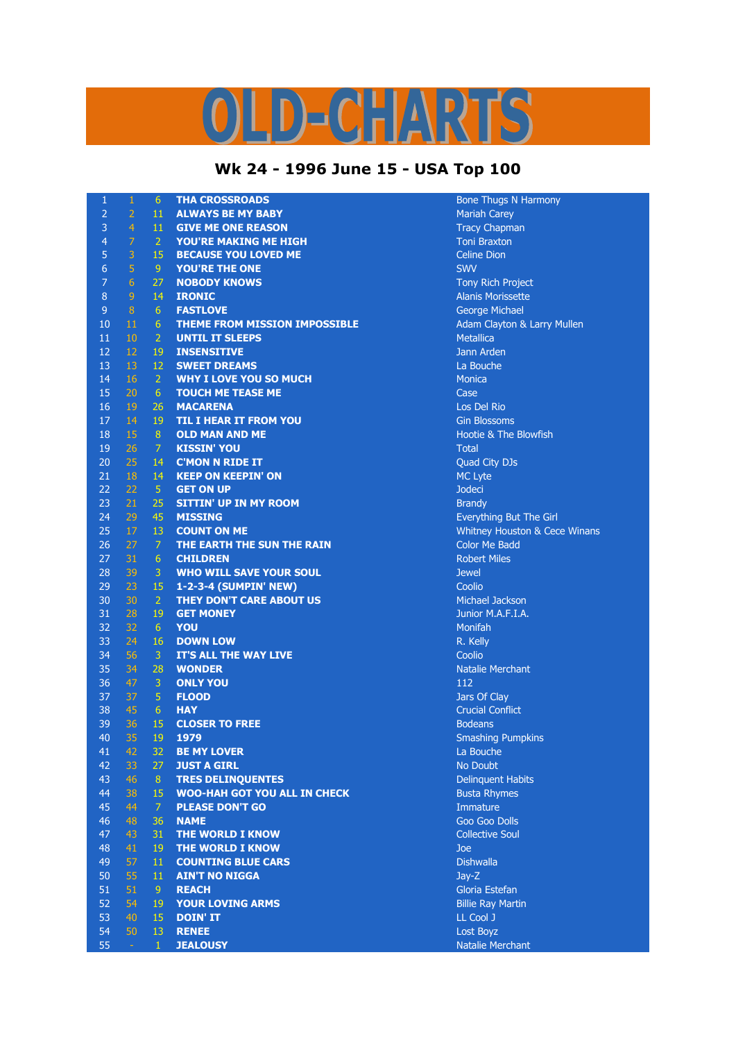# OLD-CHARTS

## Wk 24 - 1996 June 15 - USA Top 100

| | | | | |
|---|---|---|---|---|
| 1 | 1 | 6 | THA CROSSROADS | Bone Thugs N Harmony |
| 2 | 2 | 11 | ALWAYS BE MY BABY | Mariah Carey |
| 3 | 4 | 11 | GIVE ME ONE REASON | Tracy Chapman |
| 4 | 7 | 2 | YOU'RE MAKING ME HIGH | Toni Braxton |
| 5 | 3 | 15 | BECAUSE YOU LOVED ME | Celine Dion |
| 6 | 5 | 9 | YOU'RE THE ONE | SWV |
| 7 | 6 | 27 | NOBODY KNOWS | Tony Rich Project |
| 8 | 9 | 14 | IRONIC | Alanis Morissette |
| 9 | 8 | 6 | FASTLOVE | George Michael |
| 10 | 11 | 6 | THEME FROM MISSION IMPOSSIBLE | Adam Clayton & Larry Mullen |
| 11 | 10 | 2 | UNTIL IT SLEEPS | Metallica |
| 12 | 12 | 19 | INSENSITIVE | Jann Arden |
| 13 | 13 | 12 | SWEET DREAMS | La Bouche |
| 14 | 16 | 2 | WHY I LOVE YOU SO MUCH | Monica |
| 15 | 20 | 6 | TOUCH ME TEASE ME | Case |
| 16 | 19 | 26 | MACARENA | Los Del Rio |
| 17 | 14 | 19 | TIL I HEAR IT FROM YOU | Gin Blossoms |
| 18 | 15 | 8 | OLD MAN AND ME | Hootie & The Blowfish |
| 19 | 26 | 7 | KISSIN' YOU | Total |
| 20 | 25 | 14 | C'MON N RIDE IT | Quad City DJs |
| 21 | 18 | 14 | KEEP ON KEEPIN' ON | MC Lyte |
| 22 | 22 | 5 | GET ON UP | Jodeci |
| 23 | 21 | 25 | SITTIN' UP IN MY ROOM | Brandy |
| 24 | 29 | 45 | MISSING | Everything But The Girl |
| 25 | 17 | 13 | COUNT ON ME | Whitney Houston & Cece Winans |
| 26 | 27 | 7 | THE EARTH THE SUN THE RAIN | Color Me Badd |
| 27 | 31 | 6 | CHILDREN | Robert Miles |
| 28 | 39 | 3 | WHO WILL SAVE YOUR SOUL | Jewel |
| 29 | 23 | 15 | 1-2-3-4 (SUMPIN' NEW) | Coolio |
| 30 | 30 | 2 | THEY DON'T CARE ABOUT US | Michael Jackson |
| 31 | 28 | 19 | GET MONEY | Junior M.A.F.I.A. |
| 32 | 32 | 6 | YOU | Monifah |
| 33 | 24 | 16 | DOWN LOW | R. Kelly |
| 34 | 56 | 3 | IT'S ALL THE WAY LIVE | Coolio |
| 35 | 34 | 28 | WONDER | Natalie Merchant |
| 36 | 47 | 3 | ONLY YOU | 112 |
| 37 | 37 | 5 | FLOOD | Jars Of Clay |
| 38 | 45 | 6 | HAY | Crucial Conflict |
| 39 | 36 | 15 | CLOSER TO FREE | Bodeans |
| 40 | 35 | 19 | 1979 | Smashing Pumpkins |
| 41 | 42 | 32 | BE MY LOVER | La Bouche |
| 42 | 33 | 27 | JUST A GIRL | No Doubt |
| 43 | 46 | 8 | TRES DELINQUENTES | Delinquent Habits |
| 44 | 38 | 15 | WOO-HAH GOT YOU ALL IN CHECK | Busta Rhymes |
| 45 | 44 | 7 | PLEASE DON'T GO | Immature |
| 46 | 48 | 36 | NAME | Goo Goo Dolls |
| 47 | 43 | 31 | THE WORLD I KNOW | Collective Soul |
| 48 | 41 | 19 | THE WORLD I KNOW | Joe |
| 49 | 57 | 11 | COUNTING BLUE CARS | Dishwalla |
| 50 | 55 | 11 | AIN'T NO NIGGA | Jay-Z |
| 51 | 51 | 9 | REACH | Gloria Estefan |
| 52 | 54 | 19 | YOUR LOVING ARMS | Billie Ray Martin |
| 53 | 40 | 15 | DOIN' IT | LL Cool J |
| 54 | 50 | 13 | RENEE | Lost Boyz |
| 55 | - | 1 | JEALOUSY | Natalie Merchant |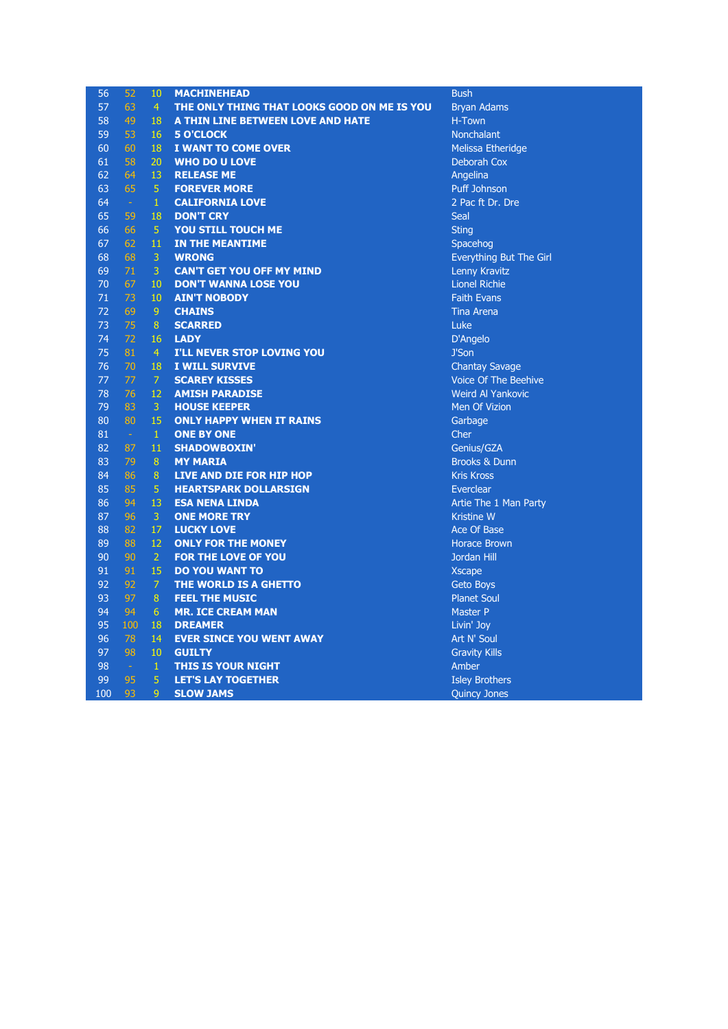| | | | | |
|---|---|---|---|---|
| 56 | 52 | 10 | MACHINEHEAD | Bush |
| 57 | 63 | 4 | THE ONLY THING THAT LOOKS GOOD ON ME IS YOU | Bryan Adams |
| 58 | 49 | 18 | A THIN LINE BETWEEN LOVE AND HATE | H-Town |
| 59 | 53 | 16 | 5 O'CLOCK | Nonchalant |
| 60 | 60 | 18 | I WANT TO COME OVER | Melissa Etheridge |
| 61 | 58 | 20 | WHO DO U LOVE | Deborah Cox |
| 62 | 64 | 13 | RELEASE ME | Angelina |
| 63 | 65 | 5 | FOREVER MORE | Puff Johnson |
| 64 | - | 1 | CALIFORNIA LOVE | 2 Pac ft Dr. Dre |
| 65 | 59 | 18 | DON'T CRY | Seal |
| 66 | 66 | 5 | YOU STILL TOUCH ME | Sting |
| 67 | 62 | 11 | IN THE MEANTIME | Spacehog |
| 68 | 68 | 3 | WRONG | Everything But The Girl |
| 69 | 71 | 3 | CAN'T GET YOU OFF MY MIND | Lenny Kravitz |
| 70 | 67 | 10 | DON'T WANNA LOSE YOU | Lionel Richie |
| 71 | 73 | 10 | AIN'T NOBODY | Faith Evans |
| 72 | 69 | 9 | CHAINS | Tina Arena |
| 73 | 75 | 8 | SCARRED | Luke |
| 74 | 72 | 16 | LADY | D'Angelo |
| 75 | 81 | 4 | I'LL NEVER STOP LOVING YOU | J'Son |
| 76 | 70 | 18 | I WILL SURVIVE | Chantay Savage |
| 77 | 77 | 7 | SCAREY KISSES | Voice Of The Beehive |
| 78 | 76 | 12 | AMISH PARADISE | Weird Al Yankovic |
| 79 | 83 | 3 | HOUSE KEEPER | Men Of Vizion |
| 80 | 80 | 15 | ONLY HAPPY WHEN IT RAINS | Garbage |
| 81 | - | 1 | ONE BY ONE | Cher |
| 82 | 87 | 11 | SHADOWBOXIN' | Genius/GZA |
| 83 | 79 | 8 | MY MARIA | Brooks & Dunn |
| 84 | 86 | 8 | LIVE AND DIE FOR HIP HOP | Kris Kross |
| 85 | 85 | 5 | HEARTSPARK DOLLARSIGN | Everclear |
| 86 | 94 | 13 | ESA NENA LINDA | Artie The 1 Man Party |
| 87 | 96 | 3 | ONE MORE TRY | Kristine W |
| 88 | 82 | 17 | LUCKY LOVE | Ace Of Base |
| 89 | 88 | 12 | ONLY FOR THE MONEY | Horace Brown |
| 90 | 90 | 2 | FOR THE LOVE OF YOU | Jordan Hill |
| 91 | 91 | 15 | DO YOU WANT TO | Xscape |
| 92 | 92 | 7 | THE WORLD IS A GHETTO | Geto Boys |
| 93 | 97 | 8 | FEEL THE MUSIC | Planet Soul |
| 94 | 94 | 6 | MR. ICE CREAM MAN | Master P |
| 95 | 100 | 18 | DREAMER | Livin' Joy |
| 96 | 78 | 14 | EVER SINCE YOU WENT AWAY | Art N' Soul |
| 97 | 98 | 10 | GUILTY | Gravity Kills |
| 98 | - | 1 | THIS IS YOUR NIGHT | Amber |
| 99 | 95 | 5 | LET'S LAY TOGETHER | Isley Brothers |
| 100 | 93 | 9 | SLOW JAMS | Quincy Jones |